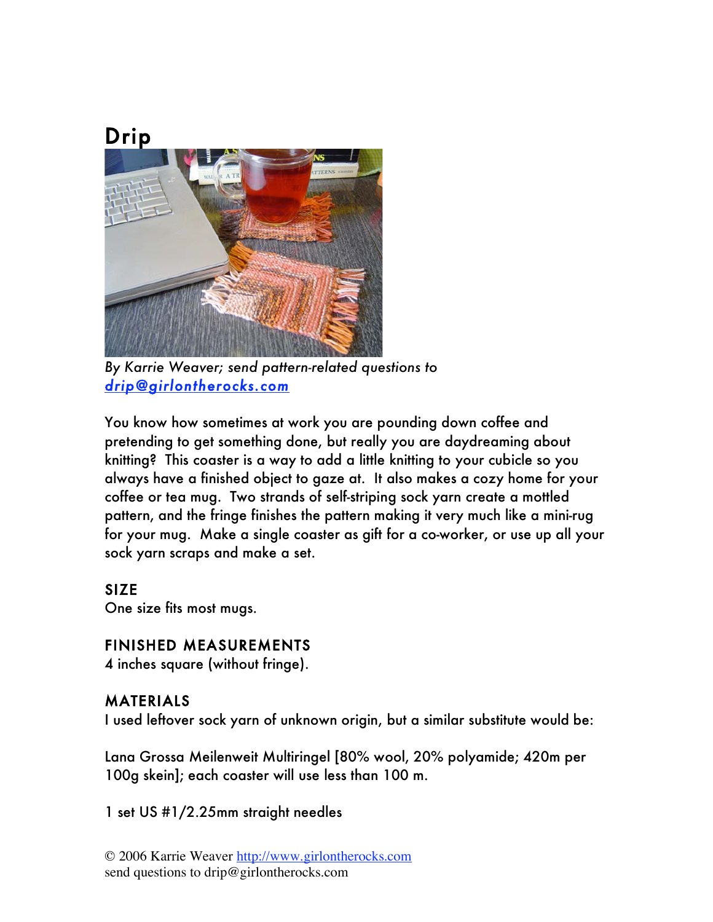# Drip

*By Karrie Weaver; send pattern-related questions to [drip@girlontherocks.com](mailto:drip@girlontherocks.com)*

You know how sometimes at work you are pounding down coffee and pretending to get something done, but really you are daydreaming about knitting? This coaster is a way to add a little knitting to your cubicle so you always have a finished object to gaze at. It also makes a cozy home for your coffee or tea mug. Two strands of self-striping sock yarn create a mottled pattern, and the fringe finishes the pattern making it very much like a mini-rug for your mug. Make a single coaster as gift for a co-worker, or use up all your sock yarn scraps and make a set.

## SIZE

One size fits most mugs.

## FINISHED MEASUREMENTS

4 inches square (without fringe).

## MATERIALS

I used leftover sock yarn of unknown origin, but a similar substitute would be:

Lana Grossa Meilenweit Multiringel [80% wool, 20% polyamide; 420m per 100g skein]; each coaster will use less than 100 m.

1 set US #1/2.25mm straight needles

© 2006 Karrie Weaver [http://www.girlontherocks.com](http://www.girlontherocks.com)
send questions to drip@girlontherocks.com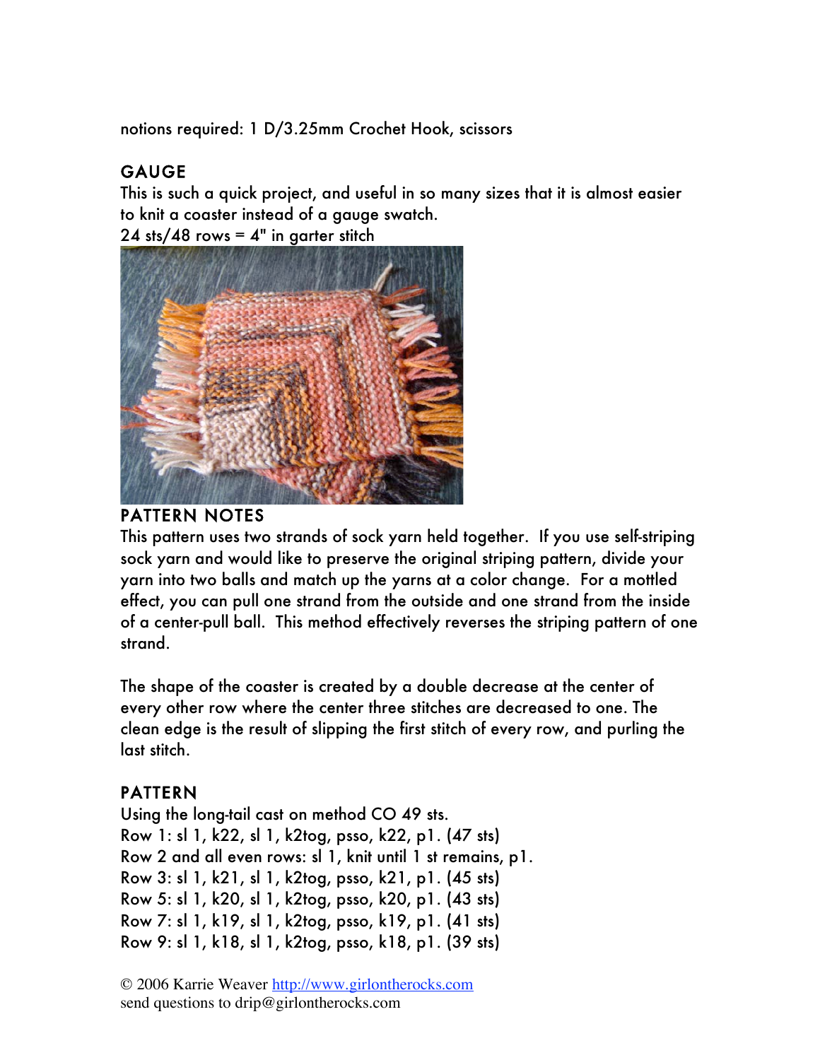notions required: 1 D/3.25mm Crochet Hook, scissors

## GAUGE

This is such a quick project, and useful in so many sizes that it is almost easier to knit a coaster instead of a gauge swatch.

24 sts/48 rows = 4" in garter stitch

## PATTERN NOTES

This pattern uses two strands of sock yarn held together. If you use self-striping sock yarn and would like to preserve the original striping pattern, divide your yarn into two balls and match up the yarns at a color change. For a mottled effect, you can pull one strand from the outside and one strand from the inside of a center-pull ball. This method effectively reverses the striping pattern of one strand.

The shape of the coaster is created by a double decrease at the center of every other row where the center three stitches are decreased to one. The clean edge is the result of slipping the first stitch of every row, and purling the last stitch.

## PATTERN

Using the long-tail cast on method CO 49 sts.

Row 1: sl 1, k22, sl 1, k2tog, psso, k22, p1. (47 sts)

Row 2 and all even rows: sl 1, knit until 1 st remains, p1.

Row 3: sl 1, k21, sl 1, k2tog, psso, k21, p1. (45 sts)

Row 5: sl 1, k20, sl 1, k2tog, psso, k20, p1. (43 sts)

Row 7: sl 1, k19, sl 1, k2tog, psso, k19, p1. (41 sts)

Row 9: sl 1, k18, sl 1, k2tog, psso, k18, p1. (39 sts)

© 2006 Karrie Weaver http://www.girlontherocks.com
send questions to drip@girlontherocks.com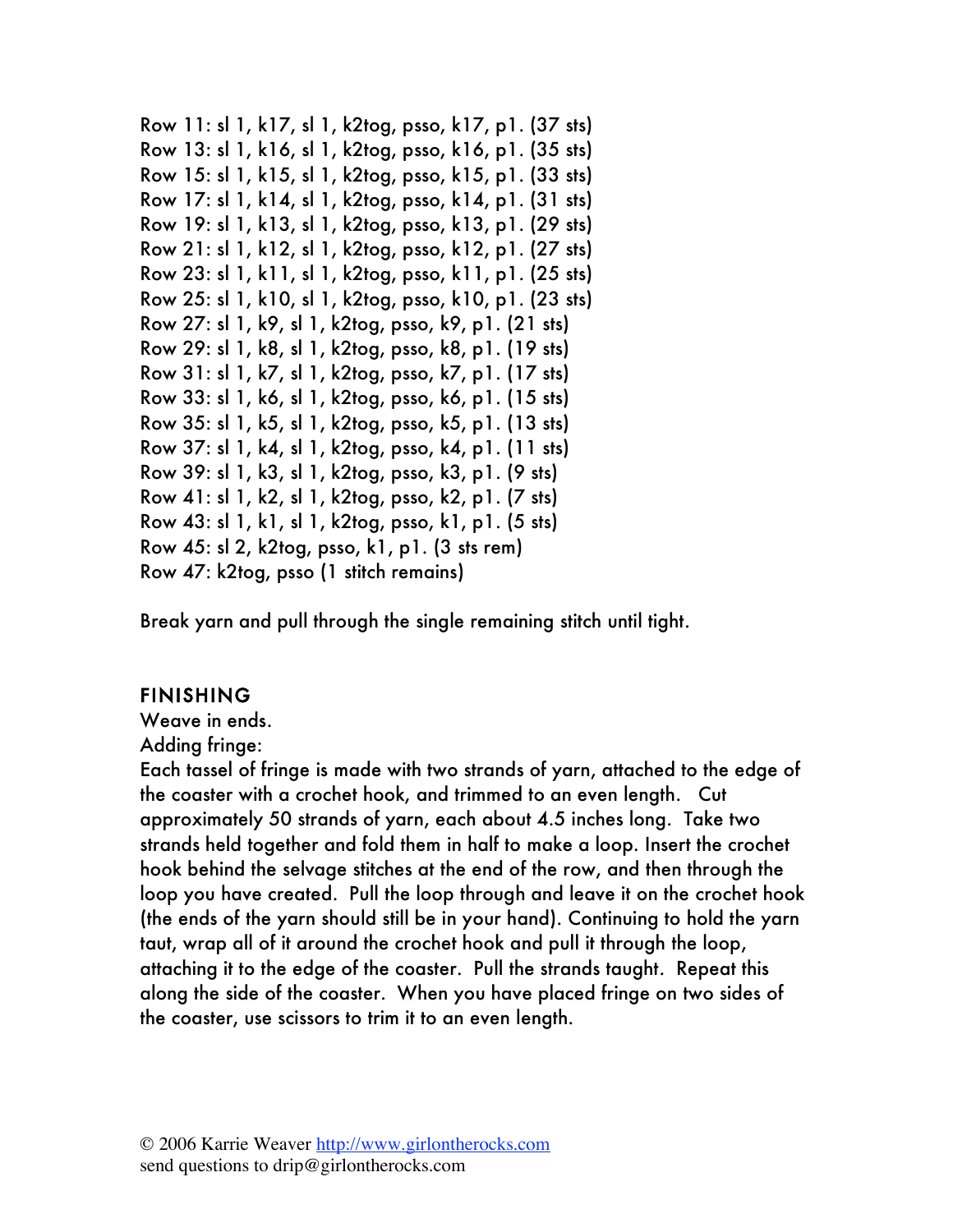Row 11: sl 1, k17, sl 1, k2tog, psso, k17, p1. (37 sts)
Row 13: sl 1, k16, sl 1, k2tog, psso, k16, p1. (35 sts)
Row 15: sl 1, k15, sl 1, k2tog, psso, k15, p1. (33 sts)
Row 17: sl 1, k14, sl 1, k2tog, psso, k14, p1. (31 sts)
Row 19: sl 1, k13, sl 1, k2tog, psso, k13, p1. (29 sts)
Row 21: sl 1, k12, sl 1, k2tog, psso, k12, p1. (27 sts)
Row 23: sl 1, k11, sl 1, k2tog, psso, k11, p1. (25 sts)
Row 25: sl 1, k10, sl 1, k2tog, psso, k10, p1. (23 sts)
Row 27: sl 1, k9, sl 1, k2tog, psso, k9, p1. (21 sts)
Row 29: sl 1, k8, sl 1, k2tog, psso, k8, p1. (19 sts)
Row 31: sl 1, k7, sl 1, k2tog, psso, k7, p1. (17 sts)
Row 33: sl 1, k6, sl 1, k2tog, psso, k6, p1. (15 sts)
Row 35: sl 1, k5, sl 1, k2tog, psso, k5, p1. (13 sts)
Row 37: sl 1, k4, sl 1, k2tog, psso, k4, p1. (11 sts)
Row 39: sl 1, k3, sl 1, k2tog, psso, k3, p1. (9 sts)
Row 41: sl 1, k2, sl 1, k2tog, psso, k2, p1. (7 sts)
Row 43: sl 1, k1, sl 1, k2tog, psso, k1, p1. (5 sts)
Row 45: sl 2, k2tog, psso, k1, p1. (3 sts rem)
Row 47: k2tog, psso (1 stitch remains)

Break yarn and pull through the single remaining stitch until tight.

## FINISHING

Weave in ends.

Adding fringe:

Each tassel of fringe is made with two strands of yarn, attached to the edge of the coaster with a crochet hook, and trimmed to an even length. Cut approximately 50 strands of yarn, each about 4.5 inches long. Take two strands held together and fold them in half to make a loop. Insert the crochet hook behind the selvage stitches at the end of the row, and then through the loop you have created. Pull the loop through and leave it on the crochet hook (the ends of the yarn should still be in your hand). Continuing to hold the yarn taut, wrap all of it around the crochet hook and pull it through the loop, attaching it to the edge of the coaster. Pull the strands taught. Repeat this along the side of the coaster. When you have placed fringe on two sides of the coaster, use scissors to trim it to an even length.

© 2006 Karrie Weaver http://www.girlontherocks.com
send questions to drip@girlontherocks.com